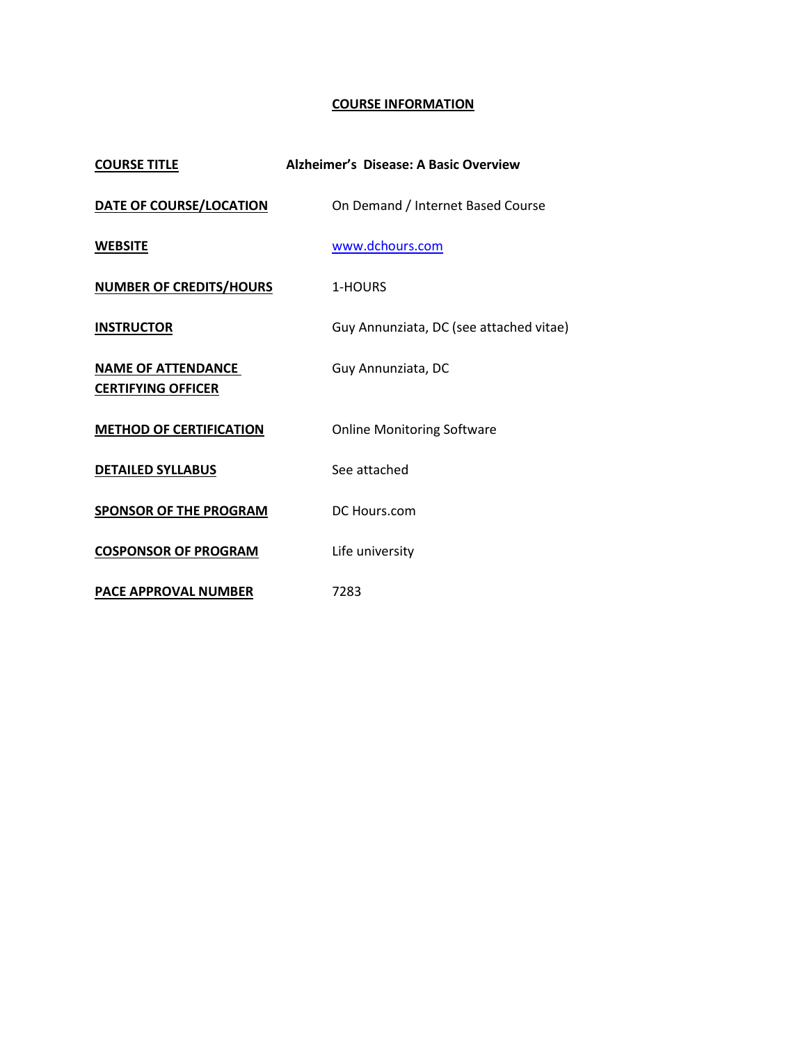# COURSE INFORMATION

| | |
|---|---|
| **COURSE TITLE** | **Alzheimer's Disease: A Basic Overview** |
| **DATE OF COURSE/LOCATION** | On Demand / Internet Based Course |
| **WEBSITE** | www.dchours.com |
| **NUMBER OF CREDITS/HOURS** | 1-HOURS |
| **INSTRUCTOR** | Guy Annunziata, DC (see attached vitae) |
| **NAME OF ATTENDANCE CERTIFYING OFFICER** | Guy Annunziata, DC |
| **METHOD OF CERTIFICATION** | Online Monitoring Software |
| **DETAILED SYLLABUS** | See attached |
| **SPONSOR OF THE PROGRAM** | DC Hours.com |
| **COSPONSOR OF PROGRAM** | Life university |
| **PACE APPROVAL NUMBER** | 7283 |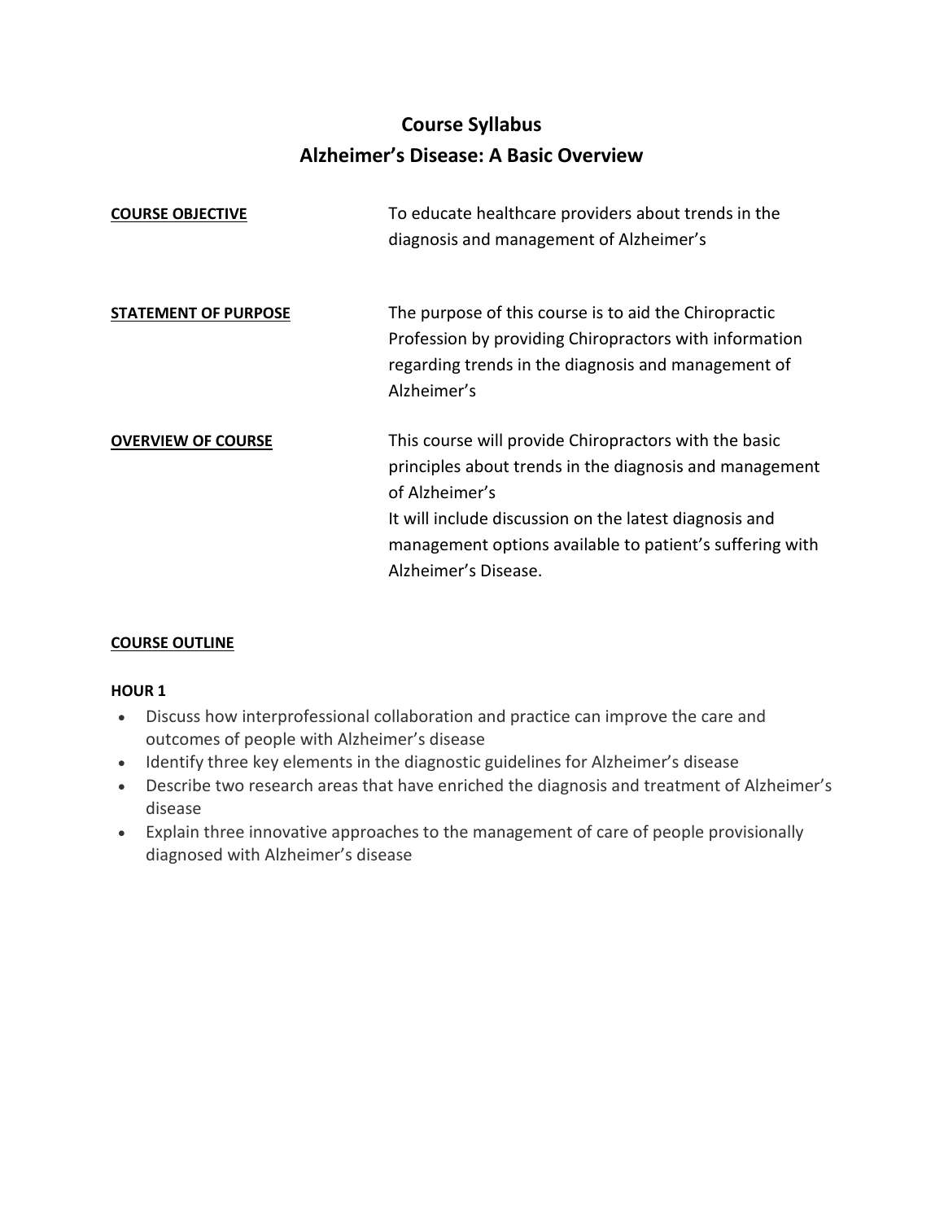# Course Syllabus
# Alzheimer's Disease: A Basic Overview

**COURSE OBJECTIVE**

To educate healthcare providers about trends in the diagnosis and management of Alzheimer's

**STATEMENT OF PURPOSE**

The purpose of this course is to aid the Chiropractic Profession by providing Chiropractors with information regarding trends in the diagnosis and management of Alzheimer's

**OVERVIEW OF COURSE**

This course will provide Chiropractors with the basic principles about trends in the diagnosis and management of Alzheimer's
It will include discussion on the latest diagnosis and management options available to patient's suffering with Alzheimer's Disease.

**COURSE OUTLINE**

**HOUR 1**

- Discuss how interprofessional collaboration and practice can improve the care and outcomes of people with Alzheimer's disease
- Identify three key elements in the diagnostic guidelines for Alzheimer's disease
- Describe two research areas that have enriched the diagnosis and treatment of Alzheimer's disease
- Explain three innovative approaches to the management of care of people provisionally diagnosed with Alzheimer's disease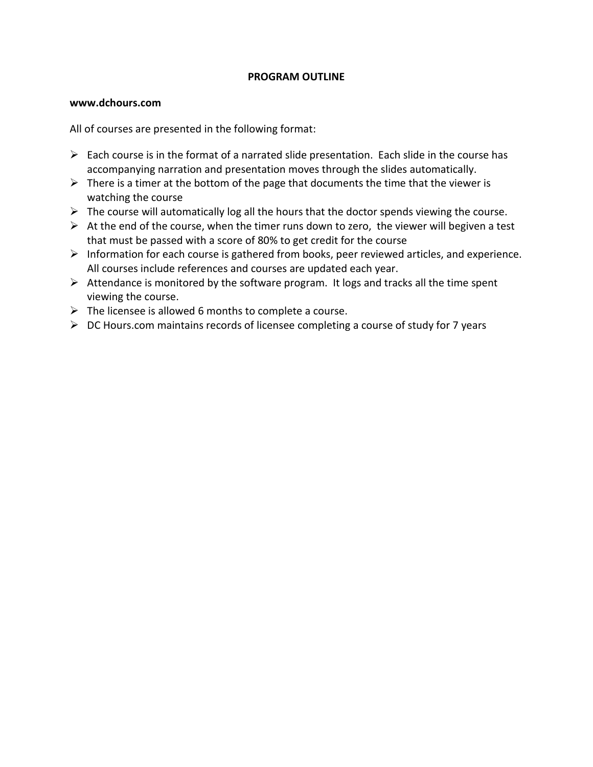**PROGRAM OUTLINE**

**www.dchours.com**

All of courses are presented in the following format:

- Each course is in the format of a narrated slide presentation. Each slide in the course has accompanying narration and presentation moves through the slides automatically.
- There is a timer at the bottom of the page that documents the time that the viewer is watching the course
- The course will automatically log all the hours that the doctor spends viewing the course.
- At the end of the course, when the timer runs down to zero, the viewer will begiven a test that must be passed with a score of 80% to get credit for the course
- Information for each course is gathered from books, peer reviewed articles, and experience. All courses include references and courses are updated each year.
- Attendance is monitored by the software program. It logs and tracks all the time spent viewing the course.
- The licensee is allowed 6 months to complete a course.
- DC Hours.com maintains records of licensee completing a course of study for 7 years